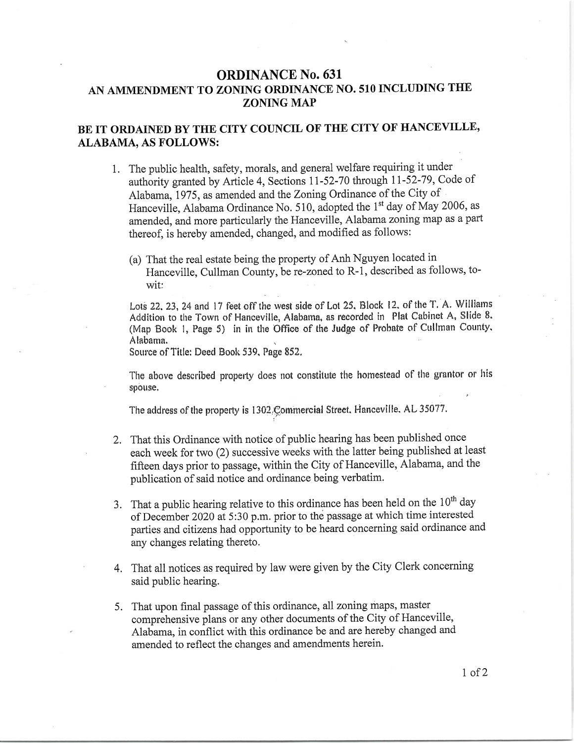# ORDINANCE No. 631

## AN AMMENDMENT TO ZONING ORDINANCE NO. 510 INCLUDING THE ZONING MAP

## BE IT ORDAINED BY THE CITY COUNCIL OF THE CITY OF HANCEVILLE, ALABAMA, AS FOLLOWS:

1. The public health, safety, morals, and general welfare requiring it under authority granted by Article 4, Sections 11-52-70 through 11-52-79, Code of Alabama, 1975, as amended and the Zoning Ordinance of the City of Hanceville, Alabama Ordinance No. 510, adopted the 1st day of May 2006, as amended, and more particularly the Hanceville, Alabama zoning map as a part thereof, is hereby amended, changed, and modified as follows:

   (a) That the real estate being the property of Anh Nguyen located in Hanceville, Cullman County, be re-zoned to R-1, described as follows, to-wit:

   Lots 22, 23, 24 and 17 feet off the west side of Lot 25, Block 12, of the T. A. Williams Addition to the Town of Hanceville, Alabama, as recorded in Plat Cabinet A, Slide 8, (Map Book 1, Page 5) in in the Office of the Judge of Probate of Cullman County, Alabama.
   Source of Title: Deed Book 539, Page 852.

   The above described property does not constitute the homestead of the grantor or his spouse.

   The address of the property is 1302 Commercial Street, Hanceville, AL 35077.

2. That this Ordinance with notice of public hearing has been published once each week for two (2) successive weeks with the latter being published at least fifteen days prior to passage, within the City of Hanceville, Alabama, and the publication of said notice and ordinance being verbatim.

3. That a public hearing relative to this ordinance has been held on the 10th day of December 2020 at 5:30 p.m. prior to the passage at which time interested parties and citizens had opportunity to be heard concerning said ordinance and any changes relating thereto.

4. That all notices as required by law were given by the City Clerk concerning said public hearing.

5. That upon final passage of this ordinance, all zoning maps, master comprehensive plans or any other documents of the City of Hanceville, Alabama, in conflict with this ordinance be and are hereby changed and amended to reflect the changes and amendments herein.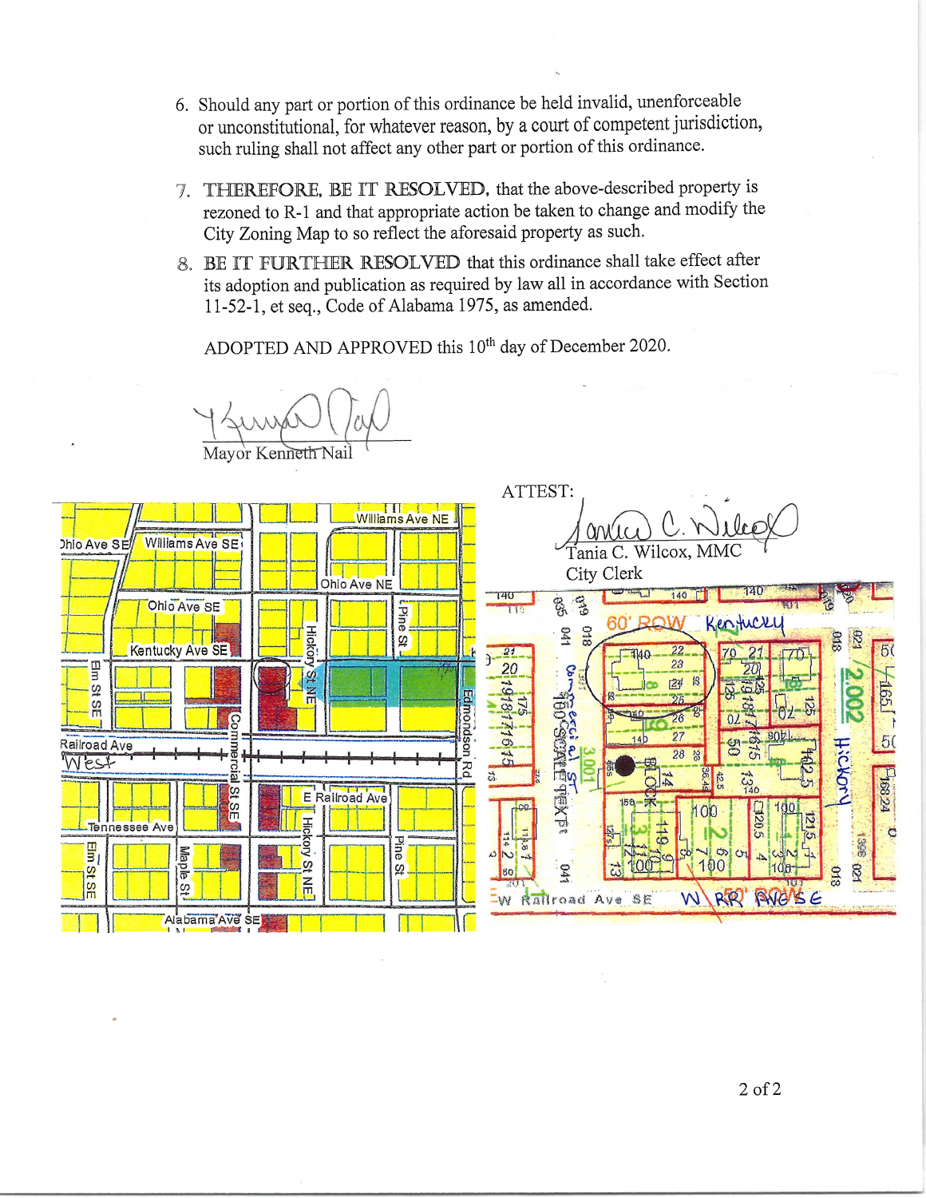6. Should any part or portion of this ordinance be held invalid, unenforceable or unconstitutional, for whatever reason, by a court of competent jurisdiction, such ruling shall not affect any other part or portion of this ordinance.

7. **THEREFORE, BE IT RESOLVED**, that the above-described property is rezoned to R-1 and that appropriate action be taken to change and modify the City Zoning Map to so reflect the aforesaid property as such.

8. **BE IT FURTHER RESOLVED** that this ordinance shall take effect after its adoption and publication as required by law all in accordance with Section 11-52-1, et seq., Code of Alabama 1975, as amended.

ADOPTED AND APPROVED this 10th day of December 2020.

Mayor Kenneth Nail

ATTEST:

Tania C. Wilcox, MMC
City Clerk